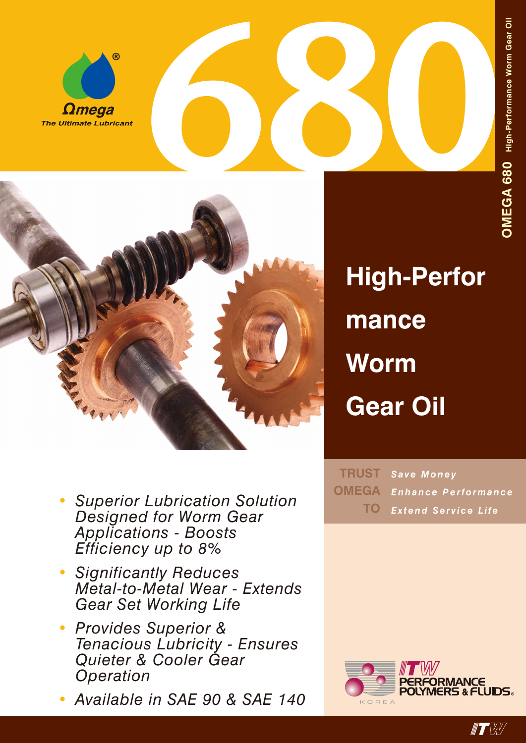Ωmega®

*The Ultimate Lubricant*

# 680

OMEGA 680 High-Performance Worm Gear Oil

## High-Performance Worm Gear Oil

**TRUST OMEGA TO**

*Save Money*

*Enhance Performance*

*Extend Service Life*

- *Superior Lubrication Solution Designed for Worm Gear Applications - Boosts Efficiency up to 8%*
- *Significantly Reduces Metal-to-Metal Wear - Extends Gear Set Working Life*
- *Provides Superior & Tenacious Lubricity - Ensures Quieter & Cooler Gear Operation*
- *Available in SAE 90 & SAE 140*

ITW PERFORMANCE POLYMERS & FLUIDS® KOREA

ITW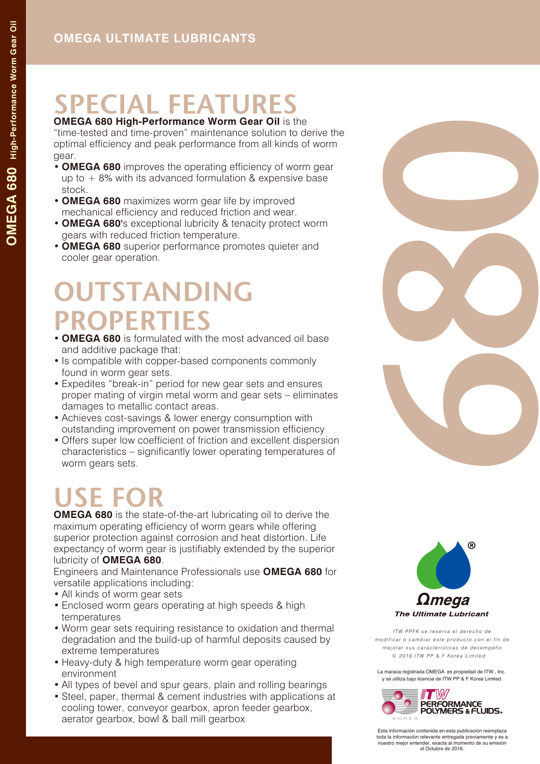OMEGA ULTIMATE LUBRICANTS

# SPECIAL FEATURES

**OMEGA 680 High-Performance Worm Gear Oil** is the "time-tested and time-proven" maintenance solution to derive the optimal efficiency and peak performance from all kinds of worm gear.

- **OMEGA 680** improves the operating efficiency of worm gear up to + 8% with its advanced formulation & expensive base stock.
- **OMEGA 680** maximizes worm gear life by improved mechanical efficiency and reduced friction and wear.
- **OMEGA 680**'s exceptional lubricity & tenacity protect worm gears with reduced friction temperature.
- **OMEGA 680** superior performance promotes quieter and cooler gear operation.

# OUTSTANDING PROPERTIES

- **OMEGA 680** is formulated with the most advanced oil base and additive package that:
- Is compatible with copper-based components commonly found in worm gear sets.
- Expedites "break-in" period for new gear sets and ensures proper mating of virgin metal worm and gear sets – eliminates damages to metallic contact areas.
- Achieves cost-savings & lower energy consumption with outstanding improvement on power transmission efficiency
- Offers super low coefficient of friction and excellent dispersion characteristics – significantly lower operating temperatures of worm gears sets.

# USE FOR

**OMEGA 680** is the state-of-the-art lubricating oil to derive the maximum operating efficiency of worm gears while offering superior protection against corrosion and heat distortion. Life expectancy of worm gear is justifiably extended by the superior lubricity of **OMEGA 680**.

Engineers and Maintenance Professionals use **OMEGA 680** for versatile applications including:

- All kinds of worm gear sets
- Enclosed worm gears operating at high speeds & high temperatures
- Worm gear sets requiring resistance to oxidation and thermal degradation and the build-up of harmful deposits caused by extreme temperatures
- Heavy-duty & high temperature worm gear operating environment
- All types of bevel and spur gears, plain and rolling bearings
- Steel, paper, thermal & cement industries with applications at cooling tower, conveyor gearbox, apron feeder gearbox, aerator gearbox, bowl & ball mill gearbox

680

Ωmega®
*The Ultimate Lubricant*

*ITW PPFK se reserva el derecho de modificar o cambiar este producto con el fin de mejorar sus características de desempeño © 2016 ITW PP & F Korea Limited.*

La maraca registrada OMEGA es propiedad de ITW , Inc. y se utiliza bajo licencia de ITW PP & F Korea Limited.

ITW PERFORMANCE POLYMERS & FLUIDS. KOREA

Esta información contenida en esta publicación reemplaza toda la información relevante entregada previamente y es a nuestro mejor entender, exacta al momento de su emisión el Octubre de 2016.